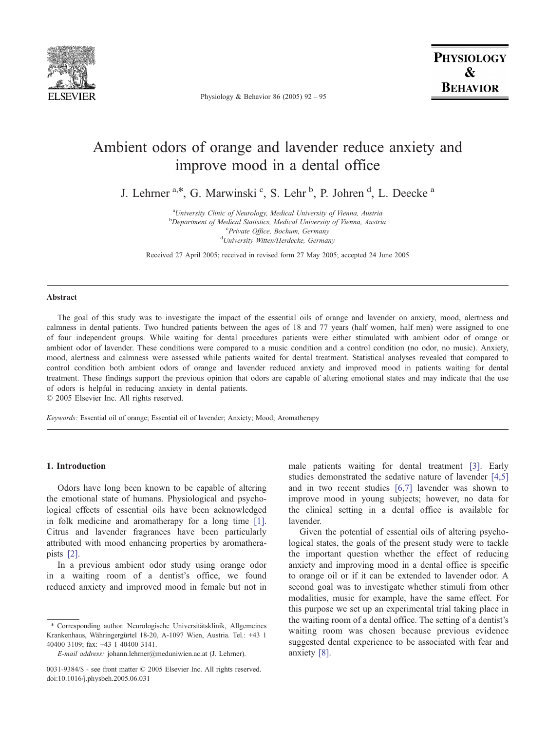# Ambient odors of orange and lavender reduce anxiety and improve mood in a dental office

J. Lehrner [a,*], G. Marwinski [c], S. Lehr [b], P. Johren [d], L. Deecke [a]

[a] *University Clinic of Neurology, Medical University of Vienna, Austria*
[b] *Department of Medical Statistics, Medical University of Vienna, Austria*
[c] *Private Office, Bochum, Germany*
[d] *University Witten/Herdecke, Germany*

Received 27 April 2005; received in revised form 27 May 2005; accepted 24 June 2005

## Abstract

The goal of this study was to investigate the impact of the essential oils of orange and lavender on anxiety, mood, alertness and calmness in dental patients. Two hundred patients between the ages of 18 and 77 years (half women, half men) were assigned to one of four independent groups. While waiting for dental procedures patients were either stimulated with ambient odor of orange or ambient odor of lavender. These conditions were compared to a music condition and a control condition (no odor, no music). Anxiety, mood, alertness and calmness were assessed while patients waited for dental treatment. Statistical analyses revealed that compared to control condition both ambient odors of orange and lavender reduced anxiety and improved mood in patients waiting for dental treatment. These findings support the previous opinion that odors are capable of altering emotional states and may indicate that the use of odors is helpful in reducing anxiety in dental patients.

© 2005 Elsevier Inc. All rights reserved.

*Keywords:* Essential oil of orange; Essential oil of lavender; Anxiety; Mood; Aromatherapy

## 1. Introduction

Odors have long been known to be capable of altering the emotional state of humans. Physiological and psychological effects of essential oils have been acknowledged in folk medicine and aromatherapy for a long time [1]. Citrus and lavender fragrances have been particularly attributed with mood enhancing properties by aromatherapists [2].

In a previous ambient odor study using orange odor in a waiting room of a dentist's office, we found reduced anxiety and improved mood in female but not in male patients waiting for dental treatment [3]. Early studies demonstrated the sedative nature of lavender [4,5] and in two recent studies [6,7] lavender was shown to improve mood in young subjects; however, no data for the clinical setting in a dental office is available for lavender.

Given the potential of essential oils of altering psychological states, the goals of the present study were to tackle the important question whether the effect of reducing anxiety and improving mood in a dental office is specific to orange oil or if it can be extended to lavender odor. A second goal was to investigate whether stimuli from other modalities, music for example, have the same effect. For this purpose we set up an experimental trial taking place in the waiting room of a dental office. The setting of a dentist's waiting room was chosen because previous evidence suggested dental experience to be associated with fear and anxiety [8].

* Corresponding author. Neurologische Universitätsklinik, Allgemeines Krankenhaus, Währingergürtel 18-20, A-1097 Wien, Austria. Tel.: +43 1 40400 3109; fax: +43 1 40400 3141.

*E-mail address:* johann.lehrner@meduniwien.ac.at (J. Lehrner).

0031-9384/$ - see front matter © 2005 Elsevier Inc. All rights reserved.
doi:10.1016/j.physbeh.2005.06.031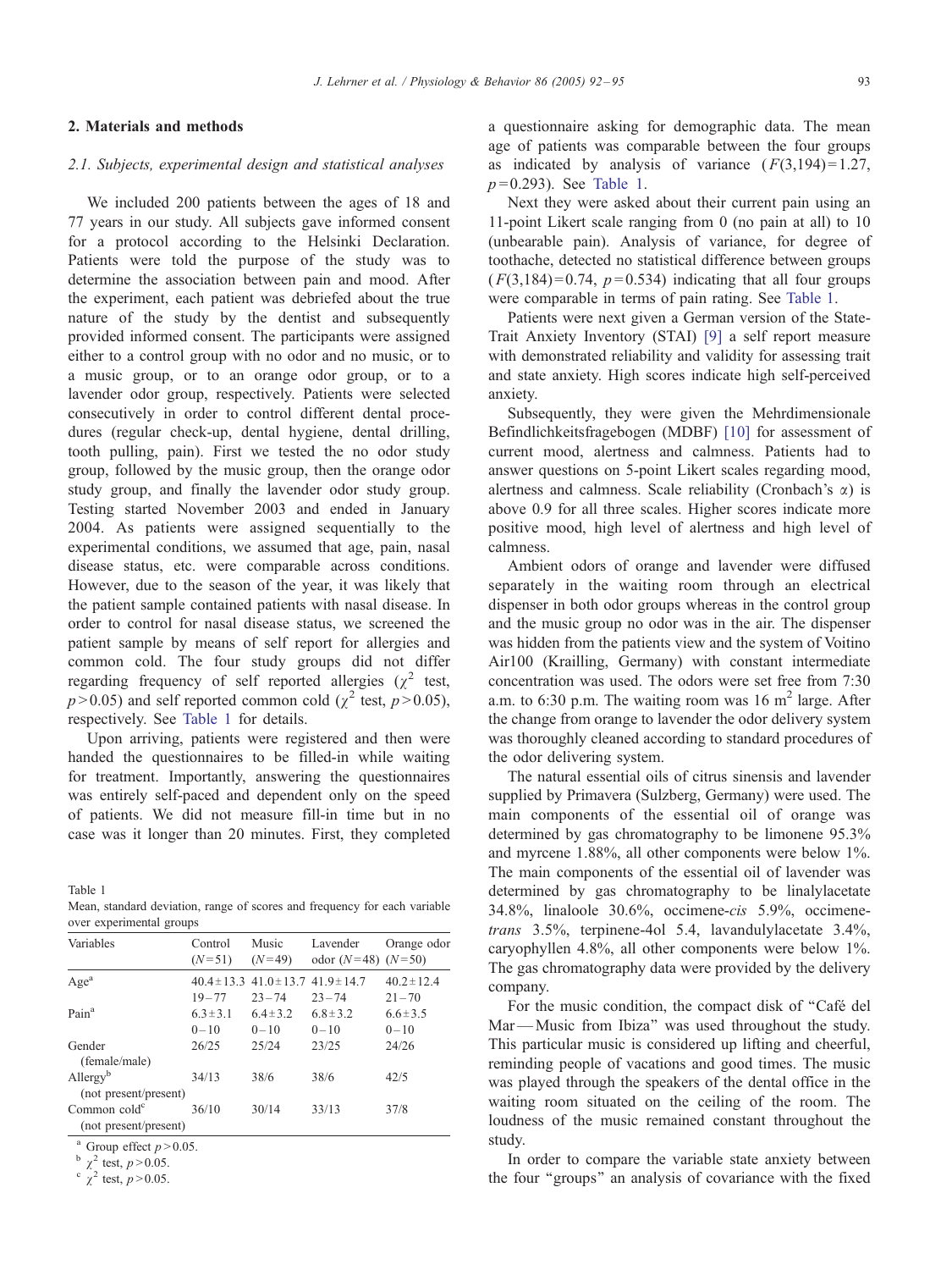## 2. Materials and methods

### 2.1. Subjects, experimental design and statistical analyses

We included 200 patients between the ages of 18 and 77 years in our study. All subjects gave informed consent for a protocol according to the Helsinki Declaration. Patients were told the purpose of the study was to determine the association between pain and mood. After the experiment, each patient was debriefed about the true nature of the study by the dentist and subsequently provided informed consent. The participants were assigned either to a control group with no odor and no music, or to a music group, or to an orange odor group, or to a lavender odor group, respectively. Patients were selected consecutively in order to control different dental procedures (regular check-up, dental hygiene, dental drilling, tooth pulling, pain). First we tested the no odor study group, followed by the music group, then the orange odor study group, and finally the lavender odor study group. Testing started November 2003 and ended in January 2004. As patients were assigned sequentially to the experimental conditions, we assumed that age, pain, nasal disease status, etc. were comparable across conditions. However, due to the season of the year, it was likely that the patient sample contained patients with nasal disease. In order to control for nasal disease status, we screened the patient sample by means of self report for allergies and common cold. The four study groups did not differ regarding frequency of self reported allergies ($\chi^2$ test, $p > 0.05$) and self reported common cold ($\chi^2$ test, $p > 0.05$), respectively. See Table 1 for details.

Upon arriving, patients were registered and then were handed the questionnaires to be filled-in while waiting for treatment. Importantly, answering the questionnaires was entirely self-paced and dependent only on the speed of patients. We did not measure fill-in time but in no case was it longer than 20 minutes. First, they completed a questionnaire asking for demographic data. The mean age of patients was comparable between the four groups as indicated by analysis of variance ($F(3,194) = 1.27$, $p = 0.293$). See Table 1.

Next they were asked about their current pain using an 11-point Likert scale ranging from 0 (no pain at all) to 10 (unbearable pain). Analysis of variance, for degree of toothache, detected no statistical difference between groups ($F(3,184) = 0.74$, $p = 0.534$) indicating that all four groups were comparable in terms of pain rating. See Table 1.

Patients were next given a German version of the State-Trait Anxiety Inventory (STAI) [9] a self report measure with demonstrated reliability and validity for assessing trait and state anxiety. High scores indicate high self-perceived anxiety.

Subsequently, they were given the Mehrdimensionale Befindlichkeitsfragebogen (MDBF) [10] for assessment of current mood, alertness and calmness. Patients had to answer questions on 5-point Likert scales regarding mood, alertness and calmness. Scale reliability (Cronbach's $\alpha$) is above 0.9 for all three scales. Higher scores indicate more positive mood, high level of alertness and high level of calmness.

Ambient odors of orange and lavender were diffused separately in the waiting room through an electrical dispenser in both odor groups whereas in the control group and the music group no odor was in the air. The dispenser was hidden from the patients view and the system of Voitino Air100 (Krailling, Germany) with constant intermediate concentration was used. The odors were set free from 7:30 a.m. to 6:30 p.m. The waiting room was 16 $m^2$ large. After the change from orange to lavender the odor delivery system was thoroughly cleaned according to standard procedures of the odor delivering system.

The natural essential oils of citrus sinensis and lavender supplied by Primavera (Sulzberg, Germany) were used. The main components of the essential oil of orange was determined by gas chromatography to be limonene 95.3% and myrcene 1.88%, all other components were below 1%. The main components of the essential oil of lavender was determined by gas chromatography to be linalylacetate 34.8%, linaloole 30.6%, occimene-*cis* 5.9%, occimene-*trans* 3.5%, terpinene-4ol 5.4, lavandulylacetate 3.4%, caryophyllen 4.8%, all other components were below 1%. The gas chromatography data were provided by the delivery company.

For the music condition, the compact disk of "Café del Mar — Music from Ibiza" was used throughout the study. This particular music is considered up lifting and cheerful, reminding people of vacations and good times. The music was played through the speakers of the dental office in the waiting room situated on the ceiling of the room. The loudness of the music remained constant throughout the study.

In order to compare the variable state anxiety between the four "groups" an analysis of covariance with the fixed

Table 1
Mean, standard deviation, range of scores and frequency for each variable over experimental groups

| Variables | Control ($N=51$) | Music ($N=49$) | Lavender odor ($N=48$) | Orange odor ($N=50$) |
|---|---|---|---|---|
| Age[a] | $40.4 \pm 13.3$ | $41.0 \pm 13.7$ | $41.9 \pm 14.7$ | $40.2 \pm 12.4$ |
| | 19–77 | 23–74 | 23–74 | 21–70 |
| Pain[a] | $6.3 \pm 3.1$ | $6.4 \pm 3.2$ | $6.8 \pm 3.2$ | $6.6 \pm 3.5$ |
| | 0–10 | 0–10 | 0–10 | 0–10 |
| Gender (female/male) | 26/25 | 25/24 | 23/25 | 24/26 |
| Allergy[b] (not present/present) | 34/13 | 38/6 | 38/6 | 42/5 |
| Common cold[c] (not present/present) | 36/10 | 30/14 | 33/13 | 37/8 |

[a] Group effect $p > 0.05$.
[b] $\chi^2$ test, $p > 0.05$.
[c] $\chi^2$ test, $p > 0.05$.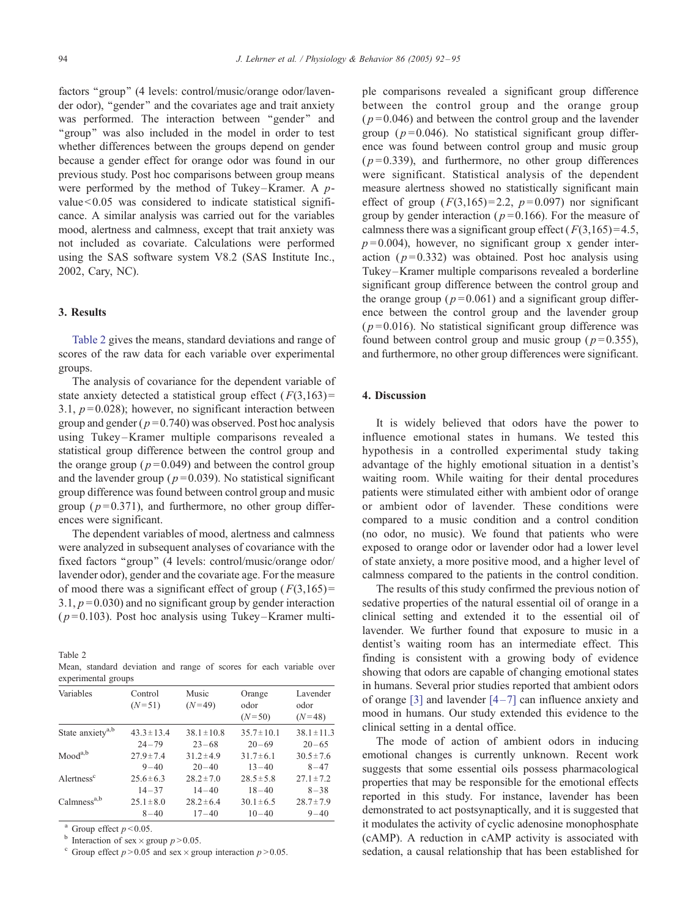factors "group" (4 levels: control/music/orange odor/lavender odor), "gender" and the covariates age and trait anxiety was performed. The interaction between "gender" and "group" was also included in the model in order to test whether differences between the groups depend on gender because a gender effect for orange odor was found in our previous study. Post hoc comparisons between group means were performed by the method of Tukey–Kramer. A $p$-value $< 0.05$ was considered to indicate statistical significance. A similar analysis was carried out for the variables mood, alertness and calmness, except that trait anxiety was not included as covariate. Calculations were performed using the SAS software system V8.2 (SAS Institute Inc., 2002, Cary, NC).

## 3. Results

Table 2 gives the means, standard deviations and range of scores of the raw data for each variable over experimental groups.

The analysis of covariance for the dependent variable of state anxiety detected a statistical group effect ($F(3,163) = 3.1$, $p = 0.028$); however, no significant interaction between group and gender ($p = 0.740$) was observed. Post hoc analysis using Tukey–Kramer multiple comparisons revealed a statistical group difference between the control group and the orange group ($p = 0.049$) and between the control group and the lavender group ($p = 0.039$). No statistical significant group difference was found between control group and music group ($p = 0.371$), and furthermore, no other group differences were significant.

The dependent variables of mood, alertness and calmness were analyzed in subsequent analyses of covariance with the fixed factors "group" (4 levels: control/music/orange odor/lavender odor), gender and the covariate age. For the measure of mood there was a significant effect of group ($F(3,165) = 3.1$, $p = 0.030$) and no significant group by gender interaction ($p = 0.103$). Post hoc analysis using Tukey–Kramer multiple comparisons revealed a significant group difference between the control group and the orange group ($p = 0.046$) and between the control group and the lavender group ($p = 0.046$). No statistical significant group difference was found between control group and music group ($p = 0.339$), and furthermore, no other group differences were significant. Statistical analysis of the dependent measure alertness showed no statistically significant main effect of group ($F(3,165) = 2.2$, $p = 0.097$) nor significant group by gender interaction ($p = 0.166$). For the measure of calmness there was a significant group effect ($F(3,165) = 4.5$, $p = 0.004$), however, no significant group x gender interaction ($p = 0.332$) was obtained. Post hoc analysis using Tukey–Kramer multiple comparisons revealed a borderline significant group difference between the control group and the orange group ($p = 0.061$) and a significant group difference between the control group and the lavender group ($p = 0.016$). No statistical significant group difference was found between control group and music group ($p = 0.355$), and furthermore, no other group differences were significant.

Table 2
Mean, standard deviation and range of scores for each variable over experimental groups

| Variables | Control ($N = 51$) | Music ($N = 49$) | Orange odor ($N = 50$) | Lavender odor ($N = 48$) |
|---|---|---|---|---|
| State anxiety[a,b] | $43.3 \pm 13.4$ | $38.1 \pm 10.8$ | $35.7 \pm 10.1$ | $38.1 \pm 11.3$ |
| | 24–79 | 23–68 | 20–69 | 20–65 |
| Mood[a,b] | $27.9 \pm 7.4$ | $31.2 \pm 4.9$ | $31.7 \pm 6.1$ | $30.5 \pm 7.6$ |
| | 9–40 | 20–40 | 13–40 | 8–47 |
| Alertness[c] | $25.6 \pm 6.3$ | $28.2 \pm 7.0$ | $28.5 \pm 5.8$ | $27.1 \pm 7.2$ |
| | 14–37 | 14–40 | 18–40 | 8–38 |
| Calmness[a,b] | $25.1 \pm 8.0$ | $28.2 \pm 6.4$ | $30.1 \pm 6.5$ | $28.7 \pm 7.9$ |
| | 8–40 | 17–40 | 10–40 | 9–40 |

[a] Group effect $p < 0.05$.
[b] Interaction of sex $\times$ group $p > 0.05$.
[c] Group effect $p > 0.05$ and sex $\times$ group interaction $p > 0.05$.

## 4. Discussion

It is widely believed that odors have the power to influence emotional states in humans. We tested this hypothesis in a controlled experimental study taking advantage of the highly emotional situation in a dentist's waiting room. While waiting for their dental procedures patients were stimulated either with ambient odor of orange or ambient odor of lavender. These conditions were compared to a music condition and a control condition (no odor, no music). We found that patients who were exposed to orange odor or lavender odor had a lower level of state anxiety, a more positive mood, and a higher level of calmness compared to the patients in the control condition.

The results of this study confirmed the previous notion of sedative properties of the natural essential oil of orange in a clinical setting and extended it to the essential oil of lavender. We further found that exposure to music in a dentist's waiting room has an intermediate effect. This finding is consistent with a growing body of evidence showing that odors are capable of changing emotional states in humans. Several prior studies reported that ambient odors of orange [3] and lavender [4–7] can influence anxiety and mood in humans. Our study extended this evidence to the clinical setting in a dental office.

The mode of action of ambient odors in inducing emotional changes is currently unknown. Recent work suggests that some essential oils possess pharmacological properties that may be responsible for the emotional effects reported in this study. For instance, lavender has been demonstrated to act postsynaptically, and it is suggested that it modulates the activity of cyclic adenosine monophosphate (cAMP). A reduction in cAMP activity is associated with sedation, a causal relationship that has been established for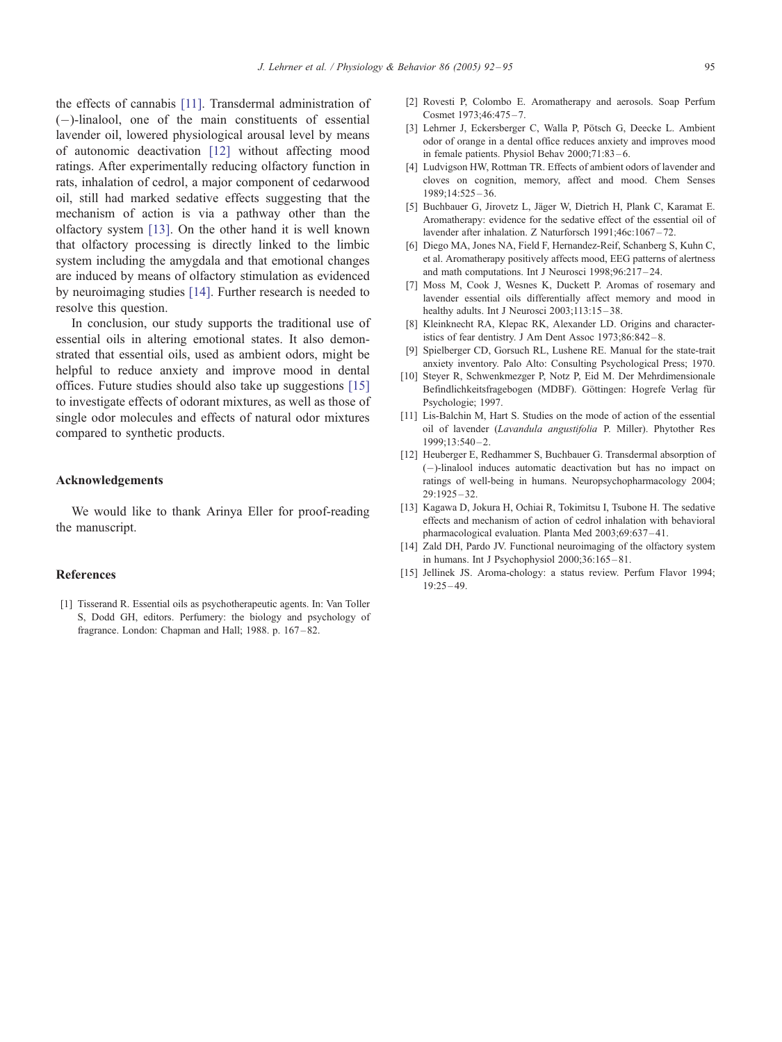the effects of cannabis [11]. Transdermal administration of (−)-linalool, one of the main constituents of essential lavender oil, lowered physiological arousal level by means of autonomic deactivation [12] without affecting mood ratings. After experimentally reducing olfactory function in rats, inhalation of cedrol, a major component of cedarwood oil, still had marked sedative effects suggesting that the mechanism of action is via a pathway other than the olfactory system [13]. On the other hand it is well known that olfactory processing is directly linked to the limbic system including the amygdala and that emotional changes are induced by means of olfactory stimulation as evidenced by neuroimaging studies [14]. Further research is needed to resolve this question.

In conclusion, our study supports the traditional use of essential oils in altering emotional states. It also demonstrated that essential oils, used as ambient odors, might be helpful to reduce anxiety and improve mood in dental offices. Future studies should also take up suggestions [15] to investigate effects of odorant mixtures, as well as those of single odor molecules and effects of natural odor mixtures compared to synthetic products.

## Acknowledgements

We would like to thank Arinya Eller for proof-reading the manuscript.

## References

[1] Tisserand R. Essential oils as psychotherapeutic agents. In: Van Toller S, Dodd GH, editors. Perfumery: the biology and psychology of fragrance. London: Chapman and Hall; 1988. p. 167–82.

[2] Rovesti P, Colombo E. Aromatherapy and aerosols. Soap Perfum Cosmet 1973;46:475–7.

[3] Lehrner J, Eckersberger C, Walla P, Pötsch G, Deecke L. Ambient odor of orange in a dental office reduces anxiety and improves mood in female patients. Physiol Behav 2000;71:83–6.

[4] Ludvigson HW, Rottman TR. Effects of ambient odors of lavender and cloves on cognition, memory, affect and mood. Chem Senses 1989;14:525–36.

[5] Buchbauer G, Jirovetz L, Jäger W, Dietrich H, Plank C, Karamat E. Aromatherapy: evidence for the sedative effect of the essential oil of lavender after inhalation. Z Naturforsch 1991;46c:1067–72.

[6] Diego MA, Jones NA, Field F, Hernandez-Reif, Schanberg S, Kuhn C, et al. Aromatherapy positively affects mood, EEG patterns of alertness and math computations. Int J Neurosci 1998;96:217–24.

[7] Moss M, Cook J, Wesnes K, Duckett P. Aromas of rosemary and lavender essential oils differentially affect memory and mood in healthy adults. Int J Neurosci 2003;113:15–38.

[8] Kleinknecht RA, Klepac RK, Alexander LD. Origins and characteristics of fear dentistry. J Am Dent Assoc 1973;86:842–8.

[9] Spielberger CD, Gorsuch RL, Lushene RE. Manual for the state-trait anxiety inventory. Palo Alto: Consulting Psychological Press; 1970.

[10] Steyer R, Schwenkmezger P, Notz P, Eid M. Der Mehrdimensionale Befindlichkeitsfragebogen (MDBF). Göttingen: Hogrefe Verlag für Psychologie; 1997.

[11] Lis-Balchin M, Hart S. Studies on the mode of action of the essential oil of lavender (*Lavandula angustifolia* P. Miller). Phytother Res 1999;13:540–2.

[12] Heuberger E, Redhammer S, Buchbauer G. Transdermal absorption of (−)-linalool induces automatic deactivation but has no impact on ratings of well-being in humans. Neuropsychopharmacology 2004; 29:1925–32.

[13] Kagawa D, Jokura H, Ochiai R, Tokimitsu I, Tsubone H. The sedative effects and mechanism of action of cedrol inhalation with behavioral pharmacological evaluation. Planta Med 2003;69:637–41.

[14] Zald DH, Pardo JV. Functional neuroimaging of the olfactory system in humans. Int J Psychophysiol 2000;36:165–81.

[15] Jellinek JS. Aroma-chology: a status review. Perfum Flavor 1994; 19:25–49.